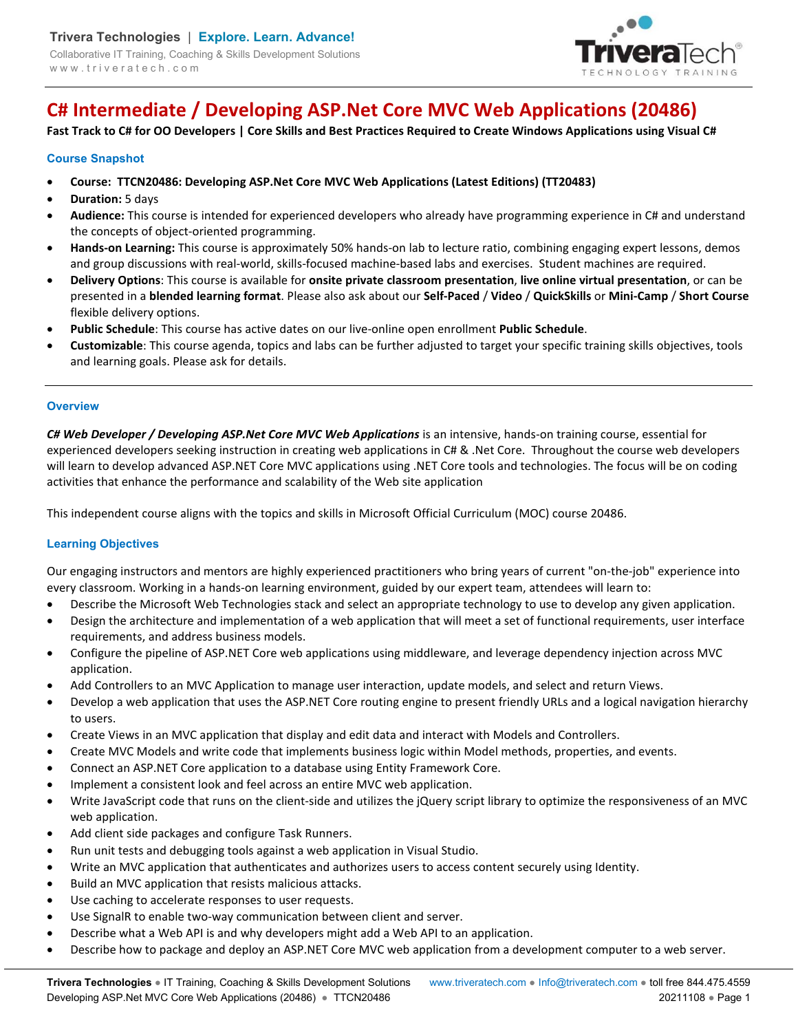# C# Intermediate / Developing ASP.Net Core MVC Web Applications (20486)

**Fast Track to C# for OO Developers | Core Skills and Best Practices Required to Create Windows Applications using Visual C#**

## Course Snapshot

- **Course: TTCN20486: Developing ASP.Net Core MVC Web Applications (Latest Editions) (TT20483)**
- **Duration:** 5 days
- **Audience:** This course is intended for experienced developers who already have programming experience in C# and understand the concepts of object-oriented programming.
- **Hands-on Learning:** This course is approximately 50% hands-on lab to lecture ratio, combining engaging expert lessons, demos and group discussions with real-world, skills-focused machine-based labs and exercises. Student machines are required.
- **Delivery Options**: This course is available for **onsite private classroom presentation**, **live online virtual presentation**, or can be presented in a **blended learning format**. Please also ask about our **Self-Paced** / **Video** / **QuickSkills** or **Mini-Camp** / **Short Course** flexible delivery options.
- **Public Schedule**: This course has active dates on our live-online open enrollment **Public Schedule**.
- **Customizable**: This course agenda, topics and labs can be further adjusted to target your specific training skills objectives, tools and learning goals. Please ask for details.

---

## Overview

***C# Web Developer / Developing ASP.Net Core MVC Web Applications*** is an intensive, hands-on training course, essential for experienced developers seeking instruction in creating web applications in C# & .Net Core. Throughout the course web developers will learn to develop advanced ASP.NET Core MVC applications using .NET Core tools and technologies. The focus will be on coding activities that enhance the performance and scalability of the Web site application

This independent course aligns with the topics and skills in Microsoft Official Curriculum (MOC) course 20486.

## Learning Objectives

Our engaging instructors and mentors are highly experienced practitioners who bring years of current "on-the-job" experience into every classroom. Working in a hands-on learning environment, guided by our expert team, attendees will learn to:

- Describe the Microsoft Web Technologies stack and select an appropriate technology to use to develop any given application.
- Design the architecture and implementation of a web application that will meet a set of functional requirements, user interface requirements, and address business models.
- Configure the pipeline of ASP.NET Core web applications using middleware, and leverage dependency injection across MVC application.
- Add Controllers to an MVC Application to manage user interaction, update models, and select and return Views.
- Develop a web application that uses the ASP.NET Core routing engine to present friendly URLs and a logical navigation hierarchy to users.
- Create Views in an MVC application that display and edit data and interact with Models and Controllers.
- Create MVC Models and write code that implements business logic within Model methods, properties, and events.
- Connect an ASP.NET Core application to a database using Entity Framework Core.
- Implement a consistent look and feel across an entire MVC web application.
- Write JavaScript code that runs on the client-side and utilizes the jQuery script library to optimize the responsiveness of an MVC web application.
- Add client side packages and configure Task Runners.
- Run unit tests and debugging tools against a web application in Visual Studio.
- Write an MVC application that authenticates and authorizes users to access content securely using Identity.
- Build an MVC application that resists malicious attacks.
- Use caching to accelerate responses to user requests.
- Use SignalR to enable two-way communication between client and server.
- Describe what a Web API is and why developers might add a Web API to an application.
- Describe how to package and deploy an ASP.NET Core MVC web application from a development computer to a web server.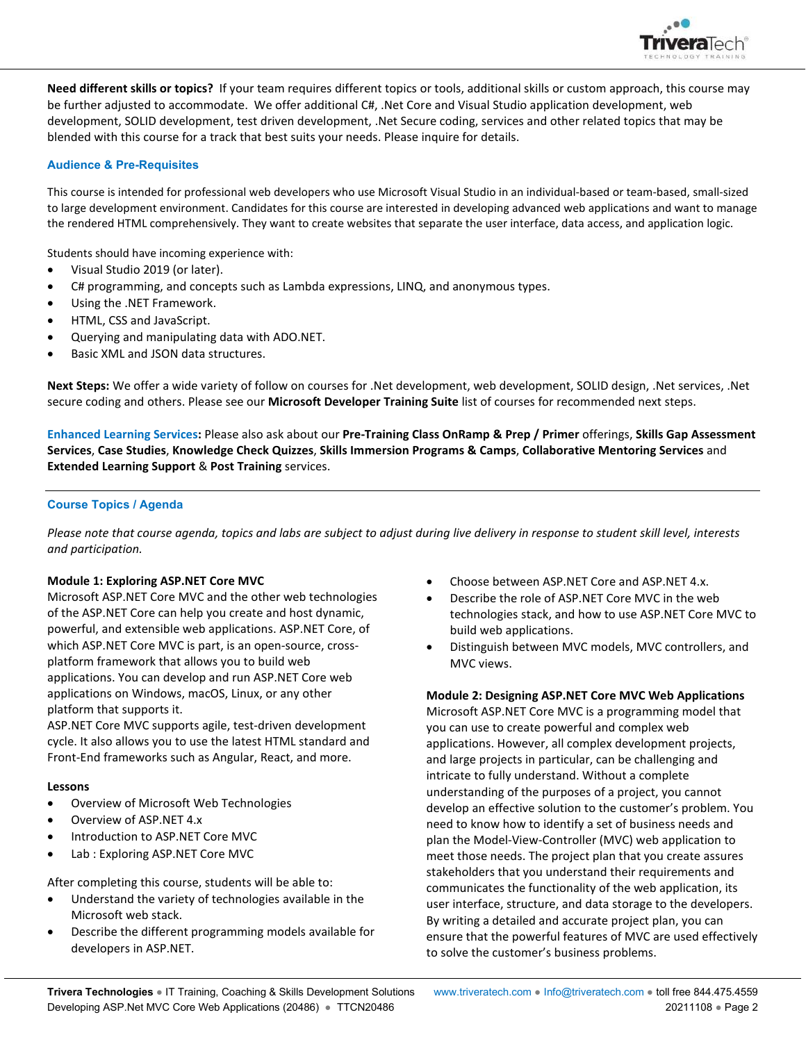**Need different skills or topics?** If your team requires different topics or tools, additional skills or custom approach, this course may be further adjusted to accommodate. We offer additional C#, .Net Core and Visual Studio application development, web development, SOLID development, test driven development, .Net Secure coding, services and other related topics that may be blended with this course for a track that best suits your needs. Please inquire for details.

## Audience & Pre-Requisites

This course is intended for professional web developers who use Microsoft Visual Studio in an individual-based or team-based, small-sized to large development environment. Candidates for this course are interested in developing advanced web applications and want to manage the rendered HTML comprehensively. They want to create websites that separate the user interface, data access, and application logic.

Students should have incoming experience with:

- Visual Studio 2019 (or later).
- C# programming, and concepts such as Lambda expressions, LINQ, and anonymous types.
- Using the .NET Framework.
- HTML, CSS and JavaScript.
- Querying and manipulating data with ADO.NET.
- Basic XML and JSON data structures.

**Next Steps:** We offer a wide variety of follow on courses for .Net development, web development, SOLID design, .Net services, .Net secure coding and others. Please see our **Microsoft Developer Training Suite** list of courses for recommended next steps.

**Enhanced Learning Services:** Please also ask about our **Pre-Training Class OnRamp & Prep / Primer** offerings, **Skills Gap Assessment Services**, **Case Studies**, **Knowledge Check Quizzes**, **Skills Immersion Programs & Camps**, **Collaborative Mentoring Services** and **Extended Learning Support** & **Post Training** services.

## Course Topics / Agenda

*Please note that course agenda, topics and labs are subject to adjust during live delivery in response to student skill level, interests and participation.*

### Module 1: Exploring ASP.NET Core MVC

Microsoft ASP.NET Core MVC and the other web technologies of the ASP.NET Core can help you create and host dynamic, powerful, and extensible web applications. ASP.NET Core, of which ASP.NET Core MVC is part, is an open-source, cross-platform framework that allows you to build web applications. You can develop and run ASP.NET Core web applications on Windows, macOS, Linux, or any other platform that supports it.
ASP.NET Core MVC supports agile, test-driven development cycle. It also allows you to use the latest HTML standard and Front-End frameworks such as Angular, React, and more.

**Lessons**

- Overview of Microsoft Web Technologies
- Overview of ASP.NET 4.x
- Introduction to ASP.NET Core MVC
- Lab : Exploring ASP.NET Core MVC

After completing this course, students will be able to:

- Understand the variety of technologies available in the Microsoft web stack.
- Describe the different programming models available for developers in ASP.NET.
- Choose between ASP.NET Core and ASP.NET 4.x.
- Describe the role of ASP.NET Core MVC in the web technologies stack, and how to use ASP.NET Core MVC to build web applications.
- Distinguish between MVC models, MVC controllers, and MVC views.

### Module 2: Designing ASP.NET Core MVC Web Applications

Microsoft ASP.NET Core MVC is a programming model that you can use to create powerful and complex web applications. However, all complex development projects, and large projects in particular, can be challenging and intricate to fully understand. Without a complete understanding of the purposes of a project, you cannot develop an effective solution to the customer's problem. You need to know how to identify a set of business needs and plan the Model-View-Controller (MVC) web application to meet those needs. The project plan that you create assures stakeholders that you understand their requirements and communicates the functionality of the web application, its user interface, structure, and data storage to the developers. By writing a detailed and accurate project plan, you can ensure that the powerful features of MVC are used effectively to solve the customer's business problems.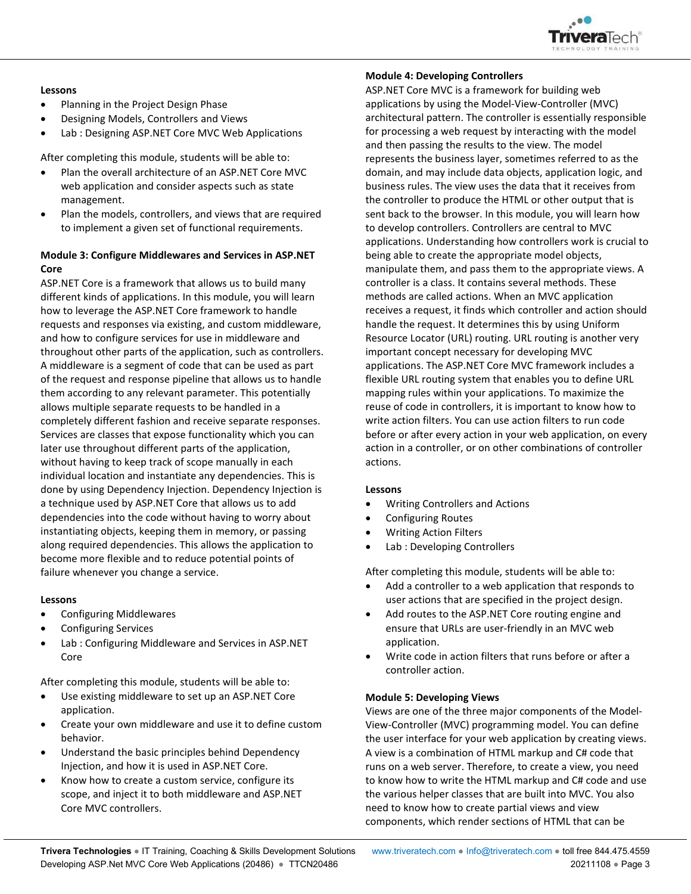**Lessons**

- Planning in the Project Design Phase
- Designing Models, Controllers and Views
- Lab : Designing ASP.NET Core MVC Web Applications

After completing this module, students will be able to:

- Plan the overall architecture of an ASP.NET Core MVC web application and consider aspects such as state management.
- Plan the models, controllers, and views that are required to implement a given set of functional requirements.

### Module 3: Configure Middlewares and Services in ASP.NET Core

ASP.NET Core is a framework that allows us to build many different kinds of applications. In this module, you will learn how to leverage the ASP.NET Core framework to handle requests and responses via existing, and custom middleware, and how to configure services for use in middleware and throughout other parts of the application, such as controllers. A middleware is a segment of code that can be used as part of the request and response pipeline that allows us to handle them according to any relevant parameter. This potentially allows multiple separate requests to be handled in a completely different fashion and receive separate responses. Services are classes that expose functionality which you can later use throughout different parts of the application, without having to keep track of scope manually in each individual location and instantiate any dependencies. This is done by using Dependency Injection. Dependency Injection is a technique used by ASP.NET Core that allows us to add dependencies into the code without having to worry about instantiating objects, keeping them in memory, or passing along required dependencies. This allows the application to become more flexible and to reduce potential points of failure whenever you change a service.

**Lessons**

- Configuring Middlewares
- Configuring Services
- Lab : Configuring Middleware and Services in ASP.NET Core

After completing this module, students will be able to:

- Use existing middleware to set up an ASP.NET Core application.
- Create your own middleware and use it to define custom behavior.
- Understand the basic principles behind Dependency Injection, and how it is used in ASP.NET Core.
- Know how to create a custom service, configure its scope, and inject it to both middleware and ASP.NET Core MVC controllers.

### Module 4: Developing Controllers

ASP.NET Core MVC is a framework for building web applications by using the Model-View-Controller (MVC) architectural pattern. The controller is essentially responsible for processing a web request by interacting with the model and then passing the results to the view. The model represents the business layer, sometimes referred to as the domain, and may include data objects, application logic, and business rules. The view uses the data that it receives from the controller to produce the HTML or other output that is sent back to the browser. In this module, you will learn how to develop controllers. Controllers are central to MVC applications. Understanding how controllers work is crucial to being able to create the appropriate model objects, manipulate them, and pass them to the appropriate views. A controller is a class. It contains several methods. These methods are called actions. When an MVC application receives a request, it finds which controller and action should handle the request. It determines this by using Uniform Resource Locator (URL) routing. URL routing is another very important concept necessary for developing MVC applications. The ASP.NET Core MVC framework includes a flexible URL routing system that enables you to define URL mapping rules within your applications. To maximize the reuse of code in controllers, it is important to know how to write action filters. You can use action filters to run code before or after every action in your web application, on every action in a controller, or on other combinations of controller actions.

**Lessons**

- Writing Controllers and Actions
- Configuring Routes
- Writing Action Filters
- Lab : Developing Controllers

After completing this module, students will be able to:

- Add a controller to a web application that responds to user actions that are specified in the project design.
- Add routes to the ASP.NET Core routing engine and ensure that URLs are user-friendly in an MVC web application.
- Write code in action filters that runs before or after a controller action.

### Module 5: Developing Views

Views are one of the three major components of the Model-View-Controller (MVC) programming model. You can define the user interface for your web application by creating views. A view is a combination of HTML markup and C# code that runs on a web server. Therefore, to create a view, you need to know how to write the HTML markup and C# code and use the various helper classes that are built into MVC. You also need to know how to create partial views and view components, which render sections of HTML that can be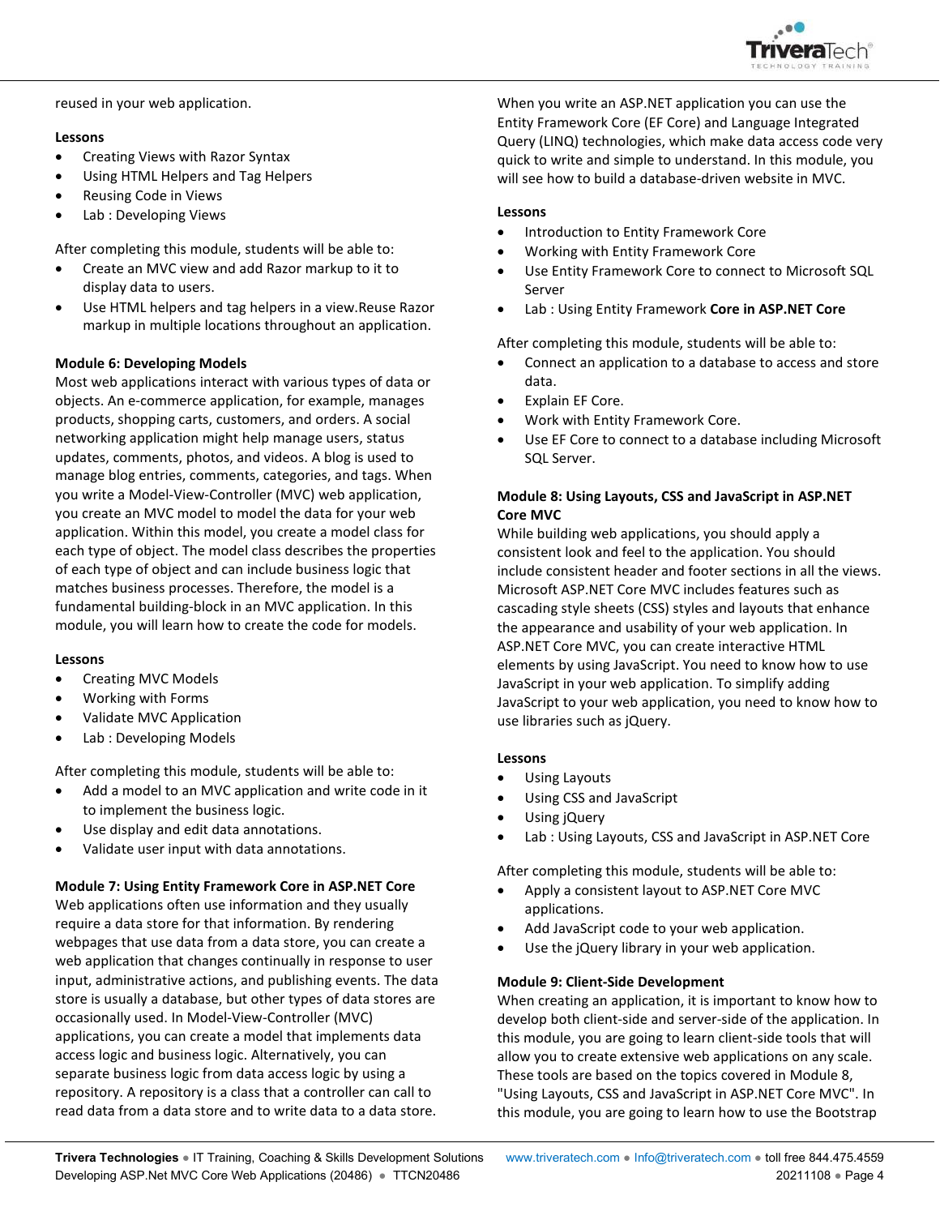reused in your web application.

**Lessons**

- Creating Views with Razor Syntax
- Using HTML Helpers and Tag Helpers
- Reusing Code in Views
- Lab : Developing Views

After completing this module, students will be able to:

- Create an MVC view and add Razor markup to it to display data to users.
- Use HTML helpers and tag helpers in a view.Reuse Razor markup in multiple locations throughout an application.

**Module 6: Developing Models**

Most web applications interact with various types of data or objects. An e-commerce application, for example, manages products, shopping carts, customers, and orders. A social networking application might help manage users, status updates, comments, photos, and videos. A blog is used to manage blog entries, comments, categories, and tags. When you write a Model-View-Controller (MVC) web application, you create an MVC model to model the data for your web application. Within this model, you create a model class for each type of object. The model class describes the properties of each type of object and can include business logic that matches business processes. Therefore, the model is a fundamental building-block in an MVC application. In this module, you will learn how to create the code for models.

**Lessons**

- Creating MVC Models
- Working with Forms
- Validate MVC Application
- Lab : Developing Models

After completing this module, students will be able to:

- Add a model to an MVC application and write code in it to implement the business logic.
- Use display and edit data annotations.
- Validate user input with data annotations.

**Module 7: Using Entity Framework Core in ASP.NET Core**

Web applications often use information and they usually require a data store for that information. By rendering webpages that use data from a data store, you can create a web application that changes continually in response to user input, administrative actions, and publishing events. The data store is usually a database, but other types of data stores are occasionally used. In Model-View-Controller (MVC) applications, you can create a model that implements data access logic and business logic. Alternatively, you can separate business logic from data access logic by using a repository. A repository is a class that a controller can call to read data from a data store and to write data to a data store. When you write an ASP.NET application you can use the Entity Framework Core (EF Core) and Language Integrated Query (LINQ) technologies, which make data access code very quick to write and simple to understand. In this module, you will see how to build a database-driven website in MVC.

**Lessons**

- Introduction to Entity Framework Core
- Working with Entity Framework Core
- Use Entity Framework Core to connect to Microsoft SQL Server
- Lab : Using Entity Framework **Core in ASP.NET Core**

After completing this module, students will be able to:

- Connect an application to a database to access and store data.
- Explain EF Core.
- Work with Entity Framework Core.
- Use EF Core to connect to a database including Microsoft SQL Server.

**Module 8: Using Layouts, CSS and JavaScript in ASP.NET Core MVC**

While building web applications, you should apply a consistent look and feel to the application. You should include consistent header and footer sections in all the views. Microsoft ASP.NET Core MVC includes features such as cascading style sheets (CSS) styles and layouts that enhance the appearance and usability of your web application. In ASP.NET Core MVC, you can create interactive HTML elements by using JavaScript. You need to know how to use JavaScript in your web application. To simplify adding JavaScript to your web application, you need to know how to use libraries such as jQuery.

**Lessons**

- Using Layouts
- Using CSS and JavaScript
- Using jQuery
- Lab : Using Layouts, CSS and JavaScript in ASP.NET Core

After completing this module, students will be able to:

- Apply a consistent layout to ASP.NET Core MVC applications.
- Add JavaScript code to your web application.
- Use the jQuery library in your web application.

**Module 9: Client-Side Development**

When creating an application, it is important to know how to develop both client-side and server-side of the application. In this module, you are going to learn client-side tools that will allow you to create extensive web applications on any scale. These tools are based on the topics covered in Module 8, "Using Layouts, CSS and JavaScript in ASP.NET Core MVC". In this module, you are going to learn how to use the Bootstrap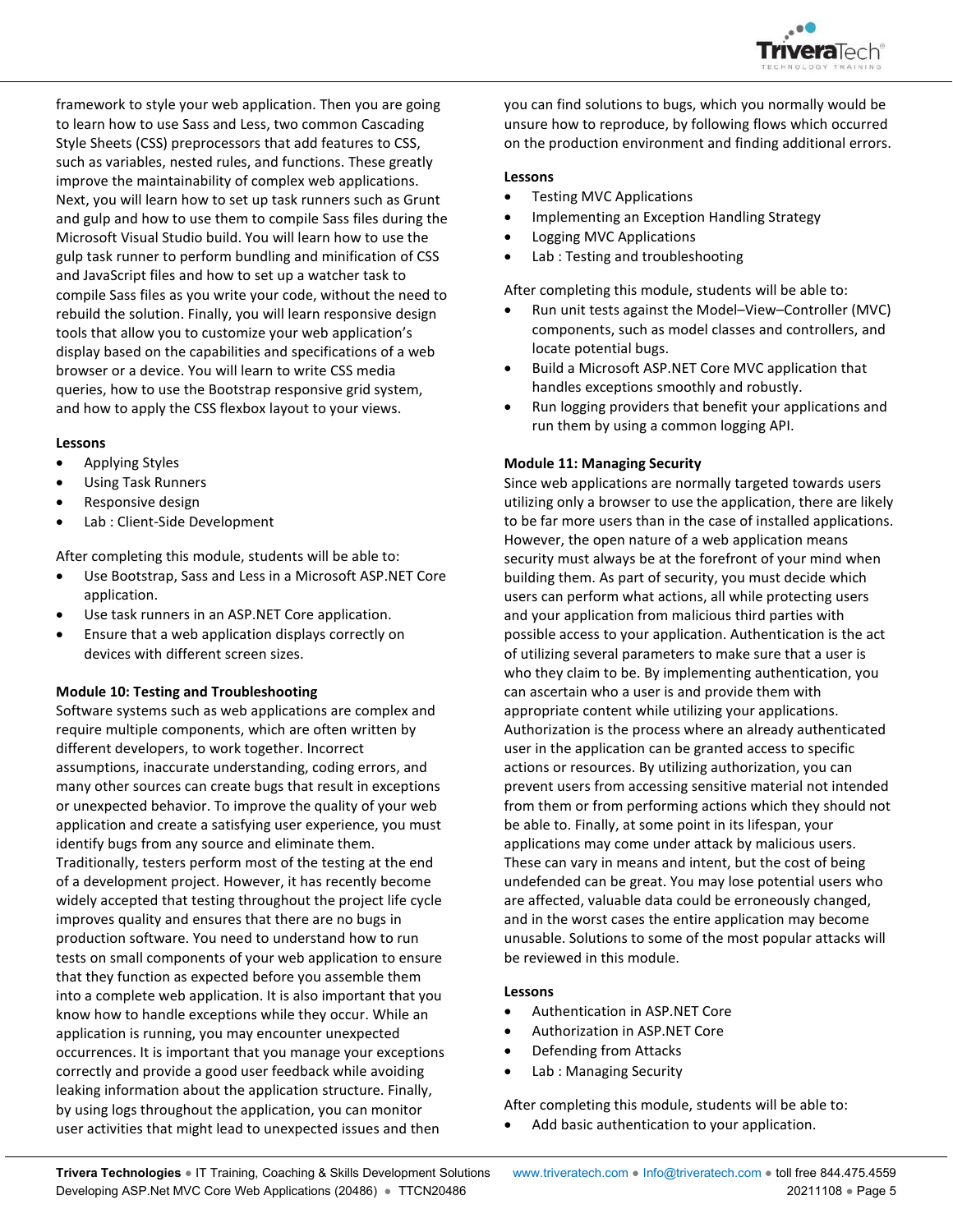framework to style your web application. Then you are going to learn how to use Sass and Less, two common Cascading Style Sheets (CSS) preprocessors that add features to CSS, such as variables, nested rules, and functions. These greatly improve the maintainability of complex web applications. Next, you will learn how to set up task runners such as Grunt and gulp and how to use them to compile Sass files during the Microsoft Visual Studio build. You will learn how to use the gulp task runner to perform bundling and minification of CSS and JavaScript files and how to set up a watcher task to compile Sass files as you write your code, without the need to rebuild the solution. Finally, you will learn responsive design tools that allow you to customize your web application's display based on the capabilities and specifications of a web browser or a device. You will learn to write CSS media queries, how to use the Bootstrap responsive grid system, and how to apply the CSS flexbox layout to your views.

**Lessons**

- Applying Styles
- Using Task Runners
- Responsive design
- Lab : Client-Side Development

After completing this module, students will be able to:

- Use Bootstrap, Sass and Less in a Microsoft ASP.NET Core application.
- Use task runners in an ASP.NET Core application.
- Ensure that a web application displays correctly on devices with different screen sizes.

**Module 10: Testing and Troubleshooting**

Software systems such as web applications are complex and require multiple components, which are often written by different developers, to work together. Incorrect assumptions, inaccurate understanding, coding errors, and many other sources can create bugs that result in exceptions or unexpected behavior. To improve the quality of your web application and create a satisfying user experience, you must identify bugs from any source and eliminate them. Traditionally, testers perform most of the testing at the end of a development project. However, it has recently become widely accepted that testing throughout the project life cycle improves quality and ensures that there are no bugs in production software. You need to understand how to run tests on small components of your web application to ensure that they function as expected before you assemble them into a complete web application. It is also important that you know how to handle exceptions while they occur. While an application is running, you may encounter unexpected occurrences. It is important that you manage your exceptions correctly and provide a good user feedback while avoiding leaking information about the application structure. Finally, by using logs throughout the application, you can monitor user activities that might lead to unexpected issues and then you can find solutions to bugs, which you normally would be unsure how to reproduce, by following flows which occurred on the production environment and finding additional errors.

**Lessons**

- Testing MVC Applications
- Implementing an Exception Handling Strategy
- Logging MVC Applications
- Lab : Testing and troubleshooting

After completing this module, students will be able to:

- Run unit tests against the Model–View–Controller (MVC) components, such as model classes and controllers, and locate potential bugs.
- Build a Microsoft ASP.NET Core MVC application that handles exceptions smoothly and robustly.
- Run logging providers that benefit your applications and run them by using a common logging API.

**Module 11: Managing Security**

Since web applications are normally targeted towards users utilizing only a browser to use the application, there are likely to be far more users than in the case of installed applications. However, the open nature of a web application means security must always be at the forefront of your mind when building them. As part of security, you must decide which users can perform what actions, all while protecting users and your application from malicious third parties with possible access to your application. Authentication is the act of utilizing several parameters to make sure that a user is who they claim to be. By implementing authentication, you can ascertain who a user is and provide them with appropriate content while utilizing your applications. Authorization is the process where an already authenticated user in the application can be granted access to specific actions or resources. By utilizing authorization, you can prevent users from accessing sensitive material not intended from them or from performing actions which they should not be able to. Finally, at some point in its lifespan, your applications may come under attack by malicious users. These can vary in means and intent, but the cost of being undefended can be great. You may lose potential users who are affected, valuable data could be erroneously changed, and in the worst cases the entire application may become unusable. Solutions to some of the most popular attacks will be reviewed in this module.

**Lessons**

- Authentication in ASP.NET Core
- Authorization in ASP.NET Core
- Defending from Attacks
- Lab : Managing Security

After completing this module, students will be able to:

- Add basic authentication to your application.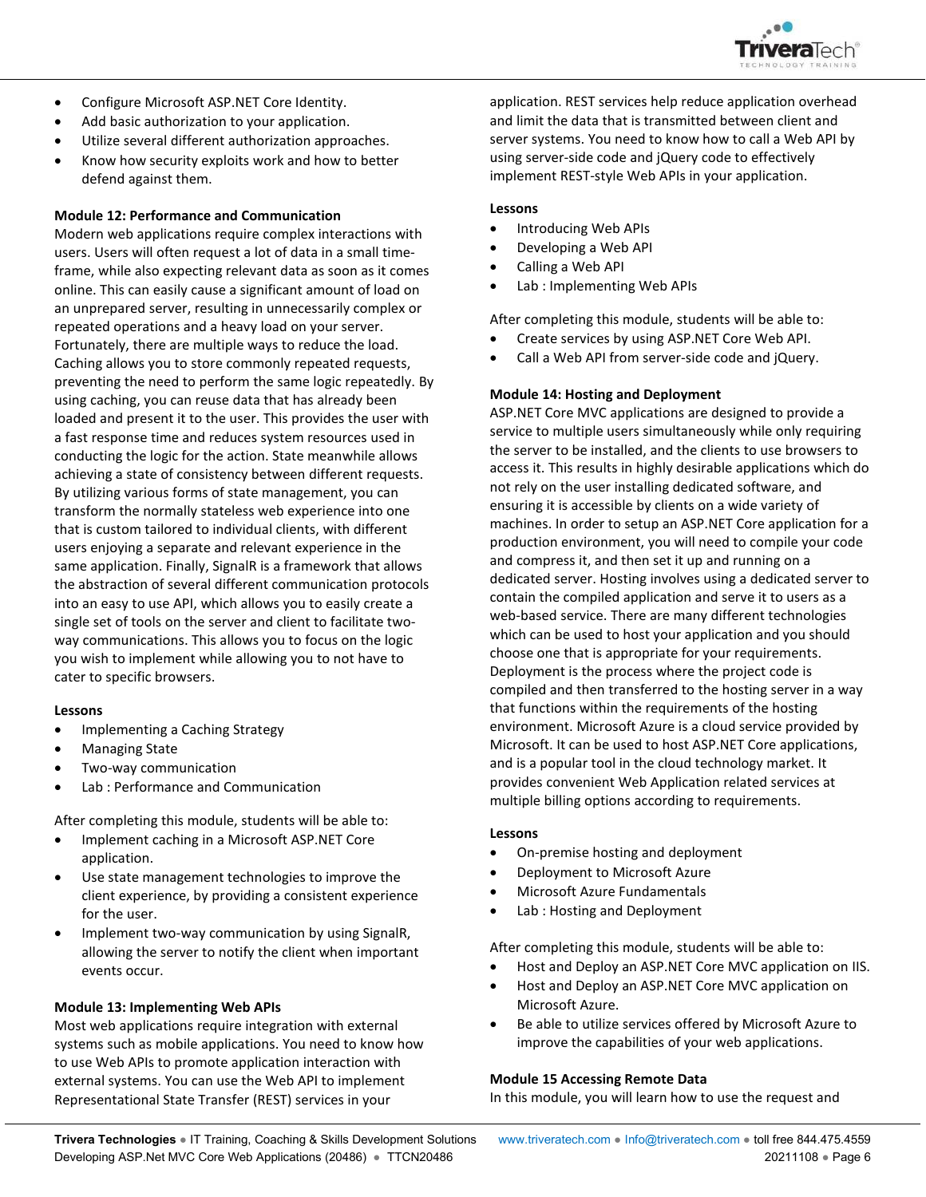- Configure Microsoft ASP.NET Core Identity.
- Add basic authorization to your application.
- Utilize several different authorization approaches.
- Know how security exploits work and how to better defend against them.

**Module 12: Performance and Communication**

Modern web applications require complex interactions with users. Users will often request a lot of data in a small time-frame, while also expecting relevant data as soon as it comes online. This can easily cause a significant amount of load on an unprepared server, resulting in unnecessarily complex or repeated operations and a heavy load on your server. Fortunately, there are multiple ways to reduce the load. Caching allows you to store commonly repeated requests, preventing the need to perform the same logic repeatedly. By using caching, you can reuse data that has already been loaded and present it to the user. This provides the user with a fast response time and reduces system resources used in conducting the logic for the action. State meanwhile allows achieving a state of consistency between different requests. By utilizing various forms of state management, you can transform the normally stateless web experience into one that is custom tailored to individual clients, with different users enjoying a separate and relevant experience in the same application. Finally, SignalR is a framework that allows the abstraction of several different communication protocols into an easy to use API, which allows you to easily create a single set of tools on the server and client to facilitate two-way communications. This allows you to focus on the logic you wish to implement while allowing you to not have to cater to specific browsers.

**Lessons**

- Implementing a Caching Strategy
- Managing State
- Two-way communication
- Lab : Performance and Communication

After completing this module, students will be able to:

- Implement caching in a Microsoft ASP.NET Core application.
- Use state management technologies to improve the client experience, by providing a consistent experience for the user.
- Implement two-way communication by using SignalR, allowing the server to notify the client when important events occur.

**Module 13: Implementing Web APIs**

Most web applications require integration with external systems such as mobile applications. You need to know how to use Web APIs to promote application interaction with external systems. You can use the Web API to implement Representational State Transfer (REST) services in your application. REST services help reduce application overhead and limit the data that is transmitted between client and server systems. You need to know how to call a Web API by using server-side code and jQuery code to effectively implement REST-style Web APIs in your application.

**Lessons**

- Introducing Web APIs
- Developing a Web API
- Calling a Web API
- Lab : Implementing Web APIs

After completing this module, students will be able to:

- Create services by using ASP.NET Core Web API.
- Call a Web API from server-side code and jQuery.

**Module 14: Hosting and Deployment**

ASP.NET Core MVC applications are designed to provide a service to multiple users simultaneously while only requiring the server to be installed, and the clients to use browsers to access it. This results in highly desirable applications which do not rely on the user installing dedicated software, and ensuring it is accessible by clients on a wide variety of machines. In order to setup an ASP.NET Core application for a production environment, you will need to compile your code and compress it, and then set it up and running on a dedicated server. Hosting involves using a dedicated server to contain the compiled application and serve it to users as a web-based service. There are many different technologies which can be used to host your application and you should choose one that is appropriate for your requirements. Deployment is the process where the project code is compiled and then transferred to the hosting server in a way that functions within the requirements of the hosting environment. Microsoft Azure is a cloud service provided by Microsoft. It can be used to host ASP.NET Core applications, and is a popular tool in the cloud technology market. It provides convenient Web Application related services at multiple billing options according to requirements.

**Lessons**

- On-premise hosting and deployment
- Deployment to Microsoft Azure
- Microsoft Azure Fundamentals
- Lab : Hosting and Deployment

After completing this module, students will be able to:

- Host and Deploy an ASP.NET Core MVC application on IIS.
- Host and Deploy an ASP.NET Core MVC application on Microsoft Azure.
- Be able to utilize services offered by Microsoft Azure to improve the capabilities of your web applications.

**Module 15 Accessing Remote Data**

In this module, you will learn how to use the request and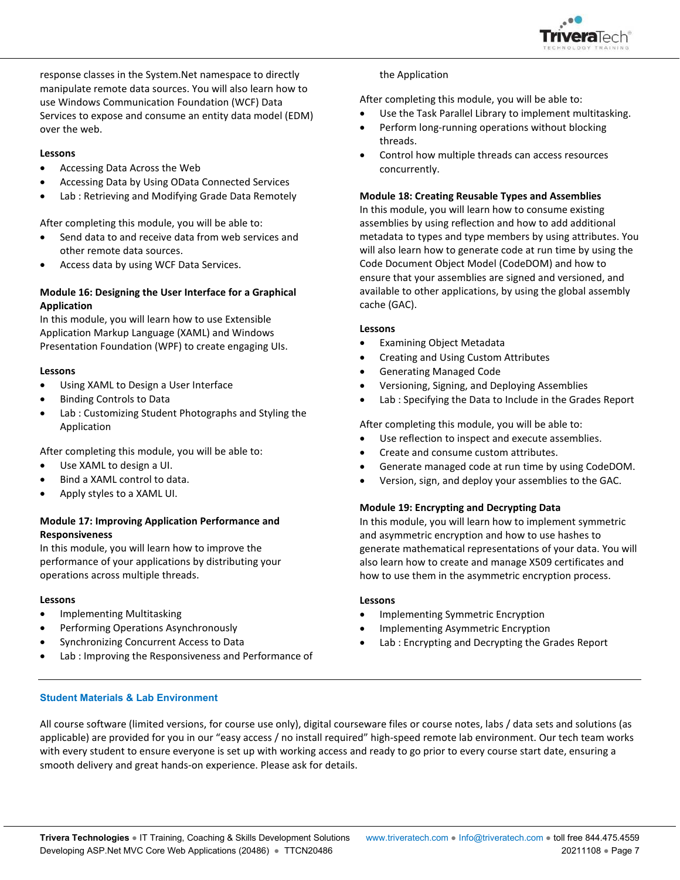response classes in the System.Net namespace to directly manipulate remote data sources. You will also learn how to use Windows Communication Foundation (WCF) Data Services to expose and consume an entity data model (EDM) over the web.

**Lessons**

- Accessing Data Across the Web
- Accessing Data by Using OData Connected Services
- Lab : Retrieving and Modifying Grade Data Remotely

After completing this module, you will be able to:

- Send data to and receive data from web services and other remote data sources.
- Access data by using WCF Data Services.

**Module 16: Designing the User Interface for a Graphical Application**

In this module, you will learn how to use Extensible Application Markup Language (XAML) and Windows Presentation Foundation (WPF) to create engaging UIs.

**Lessons**

- Using XAML to Design a User Interface
- Binding Controls to Data
- Lab : Customizing Student Photographs and Styling the Application

After completing this module, you will be able to:

- Use XAML to design a UI.
- Bind a XAML control to data.
- Apply styles to a XAML UI.

**Module 17: Improving Application Performance and Responsiveness**

In this module, you will learn how to improve the performance of your applications by distributing your operations across multiple threads.

**Lessons**

- Implementing Multitasking
- Performing Operations Asynchronously
- Synchronizing Concurrent Access to Data
- Lab : Improving the Responsiveness and Performance of the Application

After completing this module, you will be able to:

- Use the Task Parallel Library to implement multitasking.
- Perform long-running operations without blocking threads.
- Control how multiple threads can access resources concurrently.

**Module 18: Creating Reusable Types and Assemblies**

In this module, you will learn how to consume existing assemblies by using reflection and how to add additional metadata to types and type members by using attributes. You will also learn how to generate code at run time by using the Code Document Object Model (CodeDOM) and how to ensure that your assemblies are signed and versioned, and available to other applications, by using the global assembly cache (GAC).

**Lessons**

- Examining Object Metadata
- Creating and Using Custom Attributes
- Generating Managed Code
- Versioning, Signing, and Deploying Assemblies
- Lab : Specifying the Data to Include in the Grades Report

After completing this module, you will be able to:

- Use reflection to inspect and execute assemblies.
- Create and consume custom attributes.
- Generate managed code at run time by using CodeDOM.
- Version, sign, and deploy your assemblies to the GAC.

**Module 19: Encrypting and Decrypting Data**

In this module, you will learn how to implement symmetric and asymmetric encryption and how to use hashes to generate mathematical representations of your data. You will also learn how to create and manage X509 certificates and how to use them in the asymmetric encryption process.

**Lessons**

- Implementing Symmetric Encryption
- Implementing Asymmetric Encryption
- Lab : Encrypting and Decrypting the Grades Report

## Student Materials & Lab Environment

All course software (limited versions, for course use only), digital courseware files or course notes, labs / data sets and solutions (as applicable) are provided for you in our "easy access / no install required" high-speed remote lab environment. Our tech team works with every student to ensure everyone is set up with working access and ready to go prior to every course start date, ensuring a smooth delivery and great hands-on experience. Please ask for details.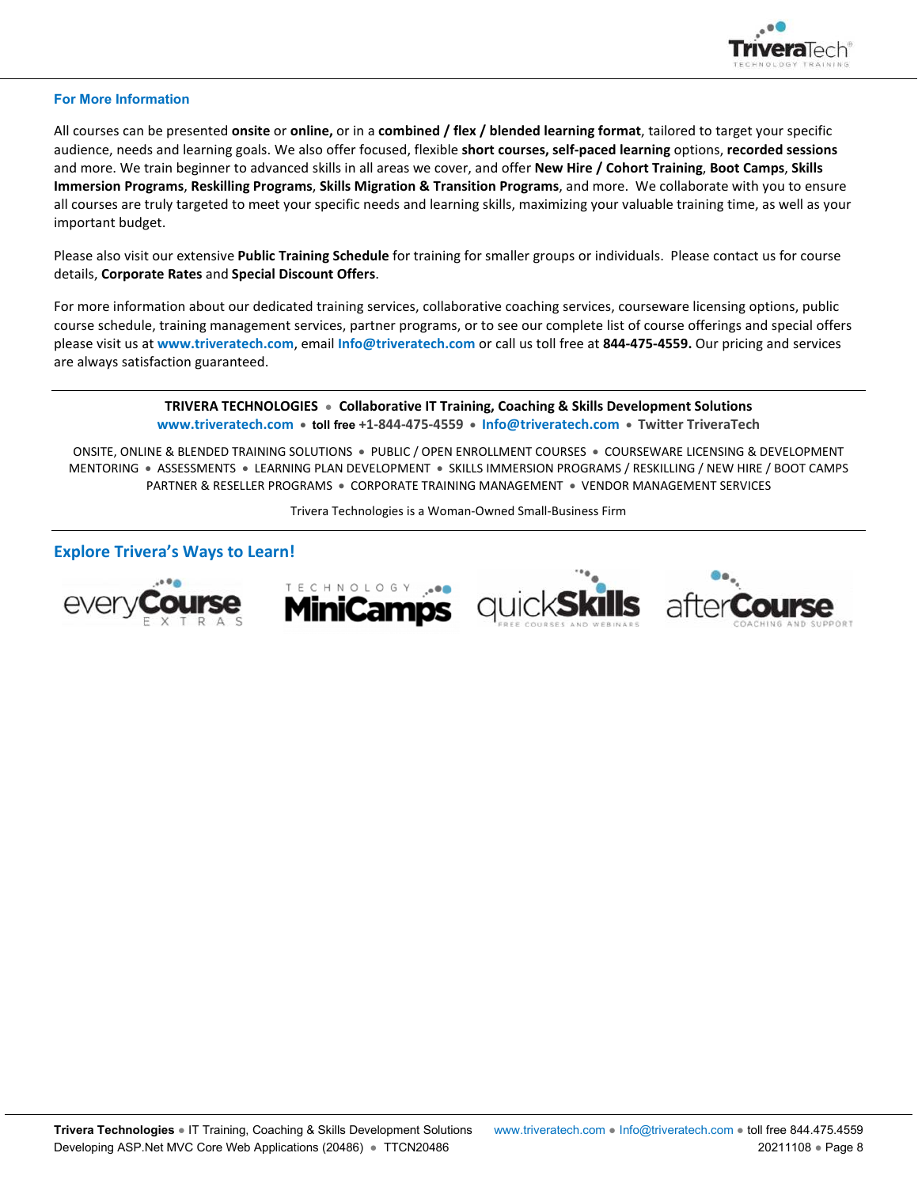### For More Information

All courses can be presented **onsite** or **online,** or in a **combined / flex / blended learning format**, tailored to target your specific audience, needs and learning goals. We also offer focused, flexible **short courses, self-paced learning** options, **recorded sessions** and more. We train beginner to advanced skills in all areas we cover, and offer **New Hire / Cohort Training**, **Boot Camps**, **Skills Immersion Programs**, **Reskilling Programs**, **Skills Migration & Transition Programs**, and more. We collaborate with you to ensure all courses are truly targeted to meet your specific needs and learning skills, maximizing your valuable training time, as well as your important budget.

Please also visit our extensive **Public Training Schedule** for training for smaller groups or individuals. Please contact us for course details, **Corporate Rates** and **Special Discount Offers**.

For more information about our dedicated training services, collaborative coaching services, courseware licensing options, public course schedule, training management services, partner programs, or to see our complete list of course offerings and special offers please visit us at **www.triveratech.com**, email **Info@triveratech.com** or call us toll free at **844-475-4559.** Our pricing and services are always satisfaction guaranteed.

---

**TRIVERA TECHNOLOGIES • Collaborative IT Training, Coaching & Skills Development Solutions**
**www.triveratech.com • toll free +1-844-475-4559 • Info@triveratech.com • Twitter TriveraTech**

ONSITE, ONLINE & BLENDED TRAINING SOLUTIONS • PUBLIC / OPEN ENROLLMENT COURSES • COURSEWARE LICENSING & DEVELOPMENT
MENTORING • ASSESSMENTS • LEARNING PLAN DEVELOPMENT • SKILLS IMMERSION PROGRAMS / RESKILLING / NEW HIRE / BOOT CAMPS
PARTNER & RESELLER PROGRAMS • CORPORATE TRAINING MANAGEMENT • VENDOR MANAGEMENT SERVICES

Trivera Technologies is a Woman-Owned Small-Business Firm

---

### Explore Trivera's Ways to Learn!

everyCourse EXTRAS    TECHNOLOGY MiniCamps    quickSkills FREE COURSES AND WEBINARS    afterCourse COACHING AND SUPPORT